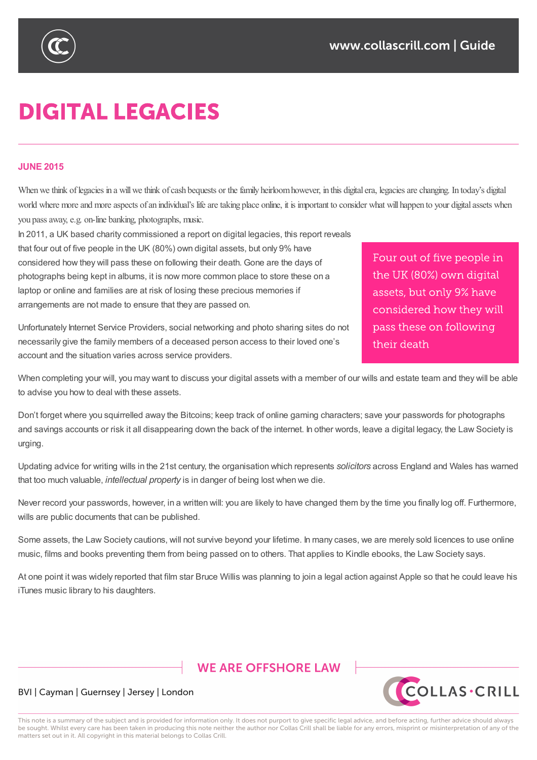# DIGITAL LEGACIES

**JUNE 2015**

When we think of legacies in a will we think of cash bequests or the family heirloom however, in this digital era, legacies are changing. In today's digital world where more and more aspects of an individual's life are taking place online, it is important to consider what will happen to your digital assets when you pass away, e.g. on-line banking, photographs, music.

In 2011, a UK based charity commissioned a report on digital legacies, this report reveals that four out of five people in the UK (80%) own digital assets, but only 9% have considered how they will pass these on following their death. Gone are the days of photographs being kept in albums, it is now more common place to store these on a laptop or online and families are at risk of losing these precious memories if arrangements are not made to ensure that they are passed on.

> Four out of five people in the UK (80%) own digital assets, but only 9% have considered how they will pass these on following their death

Unfortunately Internet Service Providers, social networking and photo sharing sites do not necessarily give the family members of a deceased person access to their loved one's account and the situation varies across service providers.

When completing your will, you may want to discuss your digital assets with a member of our wills and estate team and they will be able to advise you how to deal with these assets.

Don't forget where you squirrelled away the Bitcoins; keep track of online gaming characters; save your passwords for photographs and savings accounts or risk it all disappearing down the back of the internet. In other words, leave a digital legacy, the Law Society is urging.

Updating advice for writing wills in the 21st century, the organisation which represents *solicitors* across England and Wales has warned that too much valuable, *intellectual property* is in danger of being lost when we die.

Never record your passwords, however, in a written will: you are likely to have changed them by the time you finally log off. Furthermore, wills are public documents that can be published.

Some assets, the Law Society cautions, will not survive beyond your lifetime. In many cases, we are merely sold licences to use online music, films and books preventing them from being passed on to others. That applies to Kindle ebooks, the Law Society says.

At one point it was widely reported that film star Bruce Willis was planning to join a legal action against Apple so that he could leave his iTunes music library to his daughters.

WE ARE OFFSHORE LAW

BVI | Cayman | Guernsey | Jersey | London

This note is a summary of the subject and is provided for information only. It does not purport to give specific legal advice, and before acting, further advice should always be sought. Whilst every care has been taken in producing this note neither the author nor Collas Crill shall be liable for any errors, misprint or misinterpretation of any of the matters set out in it. All copyright in this material belongs to Collas Crill.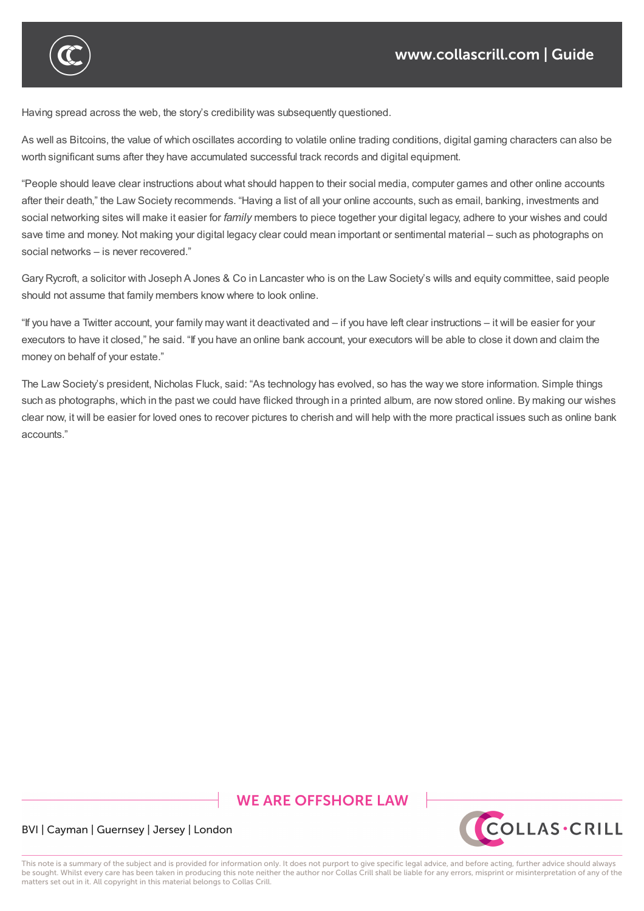Having spread across the web, the story's credibility was subsequently questioned.

As well as Bitcoins, the value of which oscillates according to volatile online trading conditions, digital gaming characters can also be worth significant sums after they have accumulated successful track records and digital equipment.

"People should leave clear instructions about what should happen to their social media, computer games and other online accounts after their death," the Law Society recommends. "Having a list of all your online accounts, such as email, banking, investments and social networking sites will make it easier for *family* members to piece together your digital legacy, adhere to your wishes and could save time and money. Not making your digital legacy clear could mean important or sentimental material – such as photographs on social networks – is never recovered."

Gary Rycroft, a solicitor with Joseph A Jones & Co in Lancaster who is on the Law Society's wills and equity committee, said people should not assume that family members know where to look online.

"If you have a Twitter account, your family may want it deactivated and – if you have left clear instructions – it will be easier for your executors to have it closed," he said. "If you have an online bank account, your executors will be able to close it down and claim the money on behalf of your estate."

The Law Society's president, Nicholas Fluck, said: "As technology has evolved, so has the way we store information. Simple things such as photographs, which in the past we could have flicked through in a printed album, are now stored online. By making our wishes clear now, it will be easier for loved ones to recover pictures to cherish and will help with the more practical issues such as online bank accounts."

WE ARE OFFSHORE LAW

BVI | Cayman | Guernsey | Jersey | London

This note is a summary of the subject and is provided for information only. It does not purport to give specific legal advice, and before acting, further advice should always be sought. Whilst every care has been taken in producing this note neither the author nor Collas Crill shall be liable for any errors, misprint or misinterpretation of any of the matters set out in it. All copyright in this material belongs to Collas Crill.